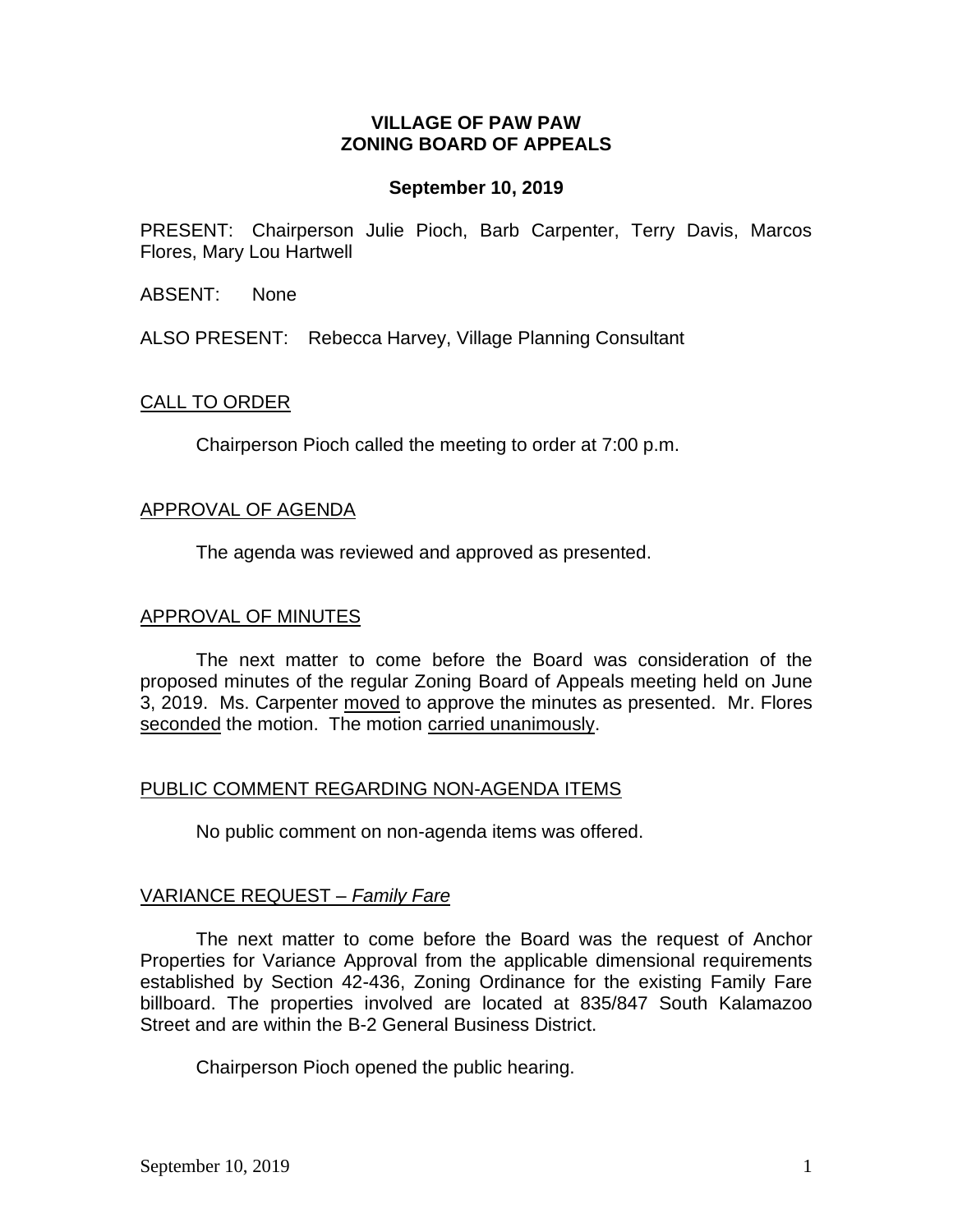# VILLAGE OF PAW PAW
# ZONING BOARD OF APPEALS

**September 10, 2019**

PRESENT: Chairperson Julie Pioch, Barb Carpenter, Terry Davis, Marcos Flores, Mary Lou Hartwell

ABSENT: None

ALSO PRESENT: Rebecca Harvey, Village Planning Consultant

## CALL TO ORDER

Chairperson Pioch called the meeting to order at 7:00 p.m.

## APPROVAL OF AGENDA

The agenda was reviewed and approved as presented.

## APPROVAL OF MINUTES

The next matter to come before the Board was consideration of the proposed minutes of the regular Zoning Board of Appeals meeting held on June 3, 2019. Ms. Carpenter moved to approve the minutes as presented. Mr. Flores seconded the motion. The motion carried unanimously.

## PUBLIC COMMENT REGARDING NON-AGENDA ITEMS

No public comment on non-agenda items was offered.

## VARIANCE REQUEST – *Family Fare*

The next matter to come before the Board was the request of Anchor Properties for Variance Approval from the applicable dimensional requirements established by Section 42-436, Zoning Ordinance for the existing Family Fare billboard. The properties involved are located at 835/847 South Kalamazoo Street and are within the B-2 General Business District.

Chairperson Pioch opened the public hearing.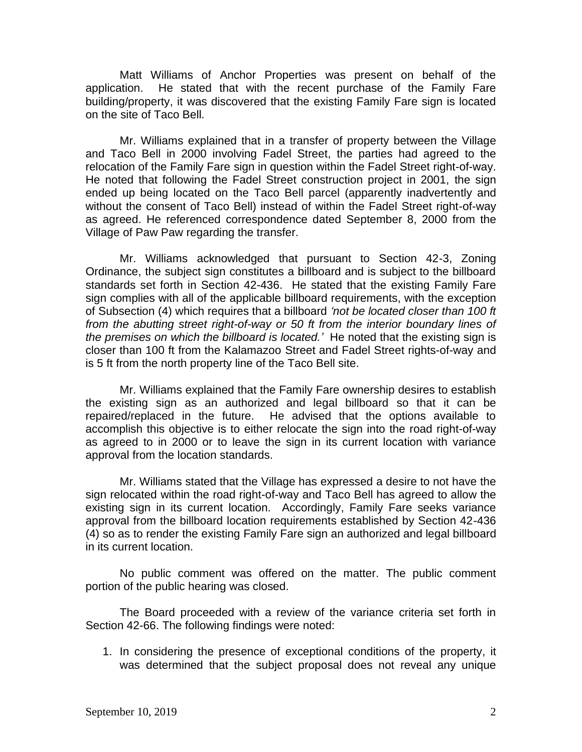Matt Williams of Anchor Properties was present on behalf of the application. He stated that with the recent purchase of the Family Fare building/property, it was discovered that the existing Family Fare sign is located on the site of Taco Bell.

Mr. Williams explained that in a transfer of property between the Village and Taco Bell in 2000 involving Fadel Street, the parties had agreed to the relocation of the Family Fare sign in question within the Fadel Street right-of-way. He noted that following the Fadel Street construction project in 2001, the sign ended up being located on the Taco Bell parcel (apparently inadvertently and without the consent of Taco Bell) instead of within the Fadel Street right-of-way as agreed. He referenced correspondence dated September 8, 2000 from the Village of Paw Paw regarding the transfer.

Mr. Williams acknowledged that pursuant to Section 42-3, Zoning Ordinance, the subject sign constitutes a billboard and is subject to the billboard standards set forth in Section 42-436. He stated that the existing Family Fare sign complies with all of the applicable billboard requirements, with the exception of Subsection (4) which requires that a billboard *'not be located closer than 100 ft from the abutting street right-of-way or 50 ft from the interior boundary lines of the premises on which the billboard is located.'* He noted that the existing sign is closer than 100 ft from the Kalamazoo Street and Fadel Street rights-of-way and is 5 ft from the north property line of the Taco Bell site.

Mr. Williams explained that the Family Fare ownership desires to establish the existing sign as an authorized and legal billboard so that it can be repaired/replaced in the future. He advised that the options available to accomplish this objective is to either relocate the sign into the road right-of-way as agreed to in 2000 or to leave the sign in its current location with variance approval from the location standards.

Mr. Williams stated that the Village has expressed a desire to not have the sign relocated within the road right-of-way and Taco Bell has agreed to allow the existing sign in its current location. Accordingly, Family Fare seeks variance approval from the billboard location requirements established by Section 42-436 (4) so as to render the existing Family Fare sign an authorized and legal billboard in its current location.

No public comment was offered on the matter. The public comment portion of the public hearing was closed.

The Board proceeded with a review of the variance criteria set forth in Section 42-66. The following findings were noted:

1. In considering the presence of exceptional conditions of the property, it was determined that the subject proposal does not reveal any unique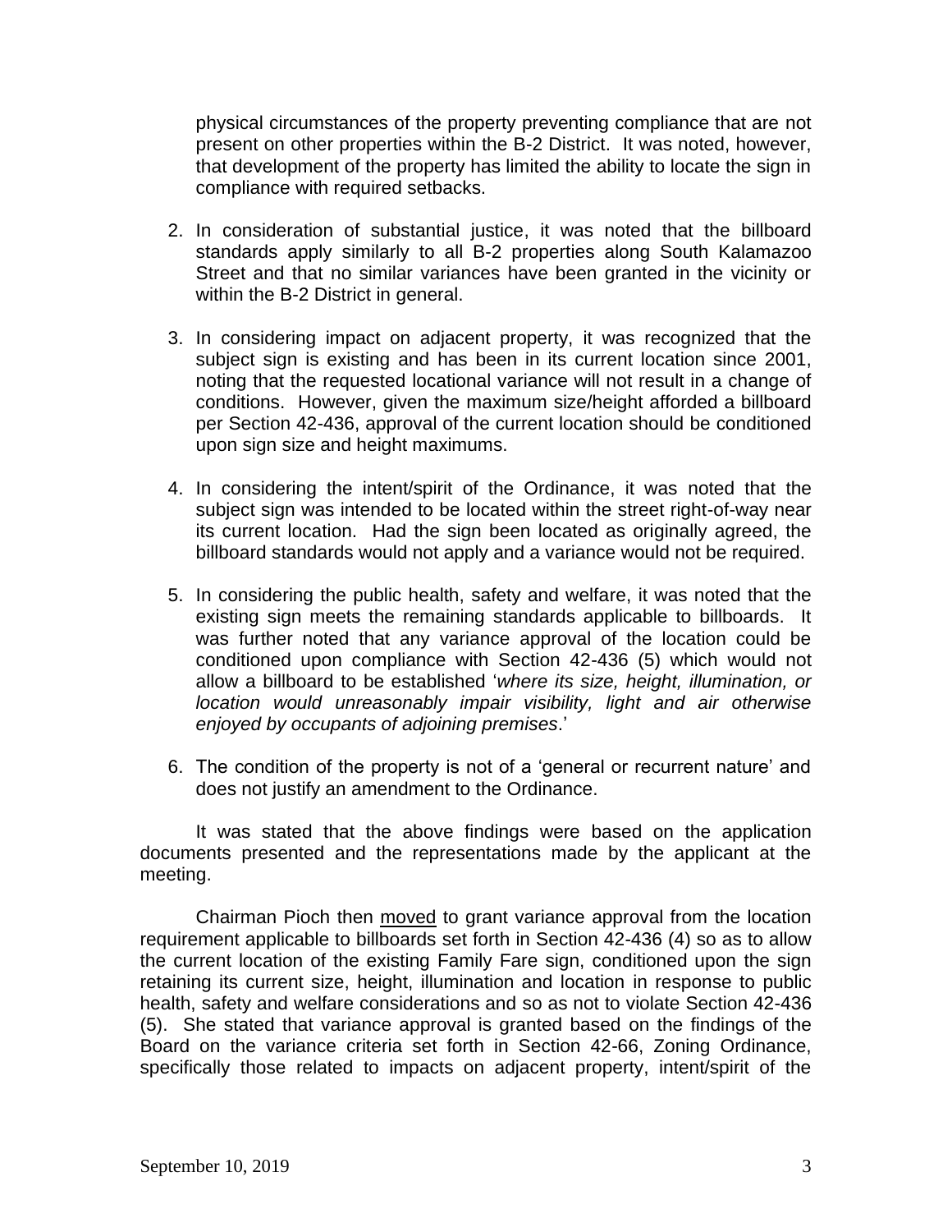physical circumstances of the property preventing compliance that are not present on other properties within the B-2 District. It was noted, however, that development of the property has limited the ability to locate the sign in compliance with required setbacks.

2. In consideration of substantial justice, it was noted that the billboard standards apply similarly to all B-2 properties along South Kalamazoo Street and that no similar variances have been granted in the vicinity or within the B-2 District in general.

3. In considering impact on adjacent property, it was recognized that the subject sign is existing and has been in its current location since 2001, noting that the requested locational variance will not result in a change of conditions. However, given the maximum size/height afforded a billboard per Section 42-436, approval of the current location should be conditioned upon sign size and height maximums.

4. In considering the intent/spirit of the Ordinance, it was noted that the subject sign was intended to be located within the street right-of-way near its current location. Had the sign been located as originally agreed, the billboard standards would not apply and a variance would not be required.

5. In considering the public health, safety and welfare, it was noted that the existing sign meets the remaining standards applicable to billboards. It was further noted that any variance approval of the location could be conditioned upon compliance with Section 42-436 (5) which would not allow a billboard to be established '*where its size, height, illumination, or location would unreasonably impair visibility, light and air otherwise enjoyed by occupants of adjoining premises*.'

6. The condition of the property is not of a 'general or recurrent nature' and does not justify an amendment to the Ordinance.

It was stated that the above findings were based on the application documents presented and the representations made by the applicant at the meeting.

Chairman Pioch then moved to grant variance approval from the location requirement applicable to billboards set forth in Section 42-436 (4) so as to allow the current location of the existing Family Fare sign, conditioned upon the sign retaining its current size, height, illumination and location in response to public health, safety and welfare considerations and so as not to violate Section 42-436 (5). She stated that variance approval is granted based on the findings of the Board on the variance criteria set forth in Section 42-66, Zoning Ordinance, specifically those related to impacts on adjacent property, intent/spirit of the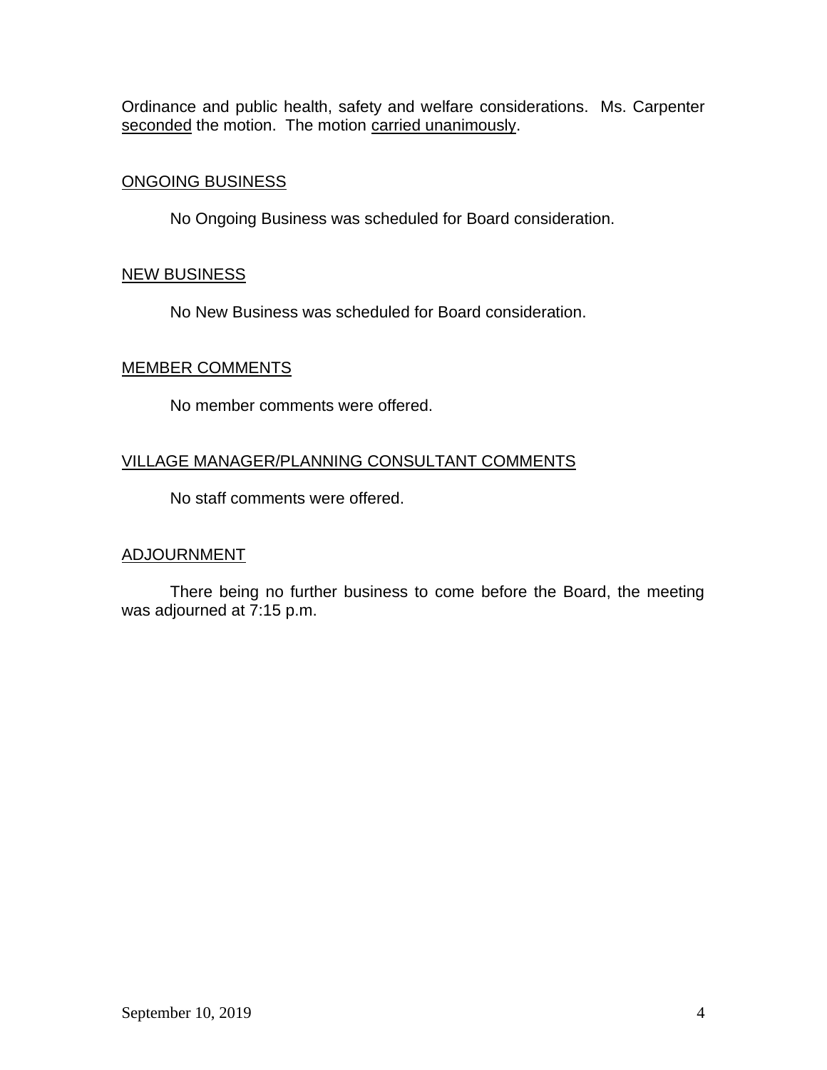Ordinance and public health, safety and welfare considerations. Ms. Carpenter seconded the motion. The motion carried unanimously.

## ONGOING BUSINESS

No Ongoing Business was scheduled for Board consideration.

## NEW BUSINESS

No New Business was scheduled for Board consideration.

## MEMBER COMMENTS

No member comments were offered.

## VILLAGE MANAGER/PLANNING CONSULTANT COMMENTS

No staff comments were offered.

## ADJOURNMENT

There being no further business to come before the Board, the meeting was adjourned at 7:15 p.m.